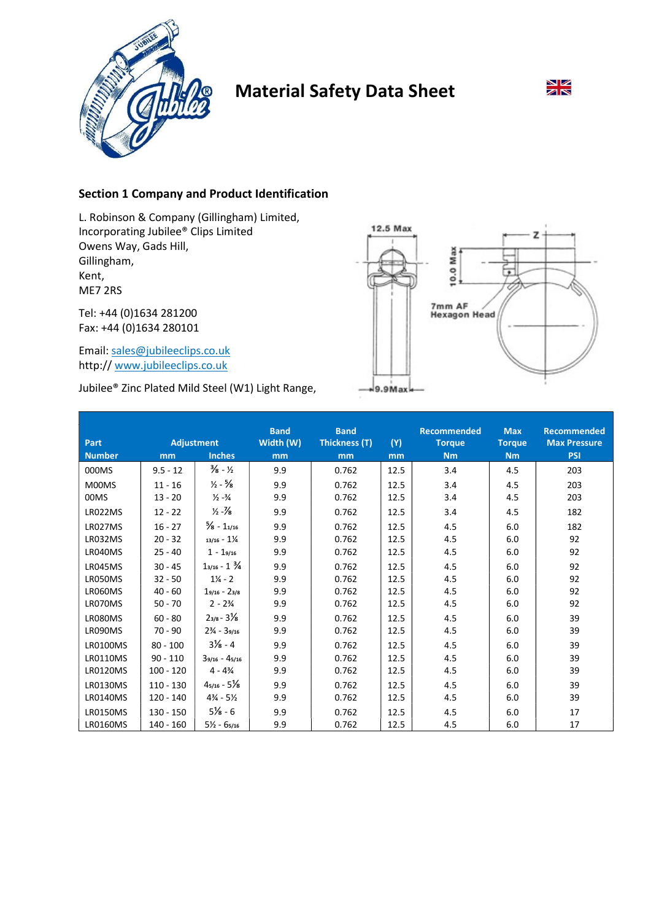# Material Safety Data Sheet

## Section 1 Company and Product Identification

L. Robinson & Company (Gillingham) Limited,
Incorporating Jubilee® Clips Limited
Owens Way, Gads Hill,
Gillingham,
Kent,
ME7 2RS

Tel: +44 (0)1634 281200
Fax: +44 (0)1634 280101

Email: sales@jubileeclips.co.uk
http:// www.jubileeclips.co.uk

Jubilee® Zinc Plated Mild Steel (W1) Light Range,

| Part Number | Adjustment mm | Adjustment Inches | Band Width (W) mm | Band Thickness (T) mm | (Y) mm | Recommended Torque Nm | Max Torque Nm | Recommended Max Pressure PSI |
|---|---|---|---|---|---|---|---|---|
| 000MS | 9.5 - 12 | ⅜ - ½ | 9.9 | 0.762 | 12.5 | 3.4 | 4.5 | 203 |
| M00MS | 11 - 16 | ½ - ⅝ | 9.9 | 0.762 | 12.5 | 3.4 | 4.5 | 203 |
| 00MS | 13 - 20 | ½ -¾ | 9.9 | 0.762 | 12.5 | 3.4 | 4.5 | 203 |
| LR022MS | 12 - 22 | ½ -⅞ | 9.9 | 0.762 | 12.5 | 3.4 | 4.5 | 182 |
| LR027MS | 16 - 27 | ⅝ - 1 1/16 | 9.9 | 0.762 | 12.5 | 4.5 | 6.0 | 182 |
| LR032MS | 20 - 32 | 13/16 - 1¼ | 9.9 | 0.762 | 12.5 | 4.5 | 6.0 | 92 |
| LR040MS | 25 - 40 | 1 - 1 9/16 | 9.9 | 0.762 | 12.5 | 4.5 | 6.0 | 92 |
| LR045MS | 30 - 45 | 1 3/16 - 1 ¾ | 9.9 | 0.762 | 12.5 | 4.5 | 6.0 | 92 |
| LR050MS | 32 - 50 | 1¼ - 2 | 9.9 | 0.762 | 12.5 | 4.5 | 6.0 | 92 |
| LR060MS | 40 - 60 | 1 9/16 - 2 3/8 | 9.9 | 0.762 | 12.5 | 4.5 | 6.0 | 92 |
| LR070MS | 50 - 70 | 2 - 2¾ | 9.9 | 0.762 | 12.5 | 4.5 | 6.0 | 92 |
| LR080MS | 60 - 80 | 2 3/8 - 3⅛ | 9.9 | 0.762 | 12.5 | 4.5 | 6.0 | 39 |
| LR090MS | 70 - 90 | 2¾ - 3 9/16 | 9.9 | 0.762 | 12.5 | 4.5 | 6.0 | 39 |
| LR0100MS | 80 - 100 | 3⅛ - 4 | 9.9 | 0.762 | 12.5 | 4.5 | 6.0 | 39 |
| LR0110MS | 90 - 110 | 3 9/16 - 4 5/16 | 9.9 | 0.762 | 12.5 | 4.5 | 6.0 | 39 |
| LR0120MS | 100 - 120 | 4 - 4¾ | 9.9 | 0.762 | 12.5 | 4.5 | 6.0 | 39 |
| LR0130MS | 110 - 130 | 4 5/16 - 5⅛ | 9.9 | 0.762 | 12.5 | 4.5 | 6.0 | 39 |
| LR0140MS | 120 - 140 | 4¾ - 5½ | 9.9 | 0.762 | 12.5 | 4.5 | 6.0 | 39 |
| LR0150MS | 130 - 150 | 5⅛ - 6 | 9.9 | 0.762 | 12.5 | 4.5 | 6.0 | 17 |
| LR0160MS | 140 - 160 | 5½ - 6 5/16 | 9.9 | 0.762 | 12.5 | 4.5 | 6.0 | 17 |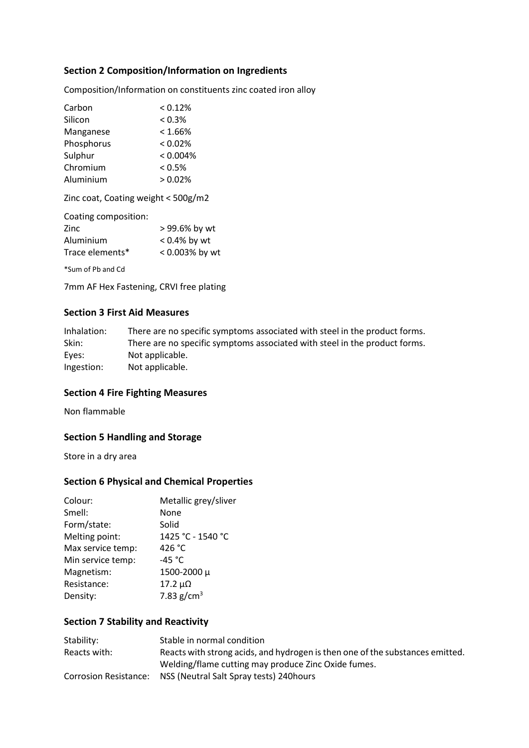## Section 2 Composition/Information on Ingredients

Composition/Information on constituents zinc coated iron alloy

| | |
|---|---|
| Carbon | < 0.12% |
| Silicon | < 0.3% |
| Manganese | < 1.66% |
| Phosphorus | < 0.02% |
| Sulphur | < 0.004% |
| Chromium | < 0.5% |
| Aluminium | > 0.02% |

Zinc coat, Coating weight < 500g/m2

| Coating composition: | |
|---|---|
| Zinc | > 99.6% by wt |
| Aluminium | < 0.4% by wt |
| Trace elements* | < 0.003% by wt |

*Sum of Pb and Cd

7mm AF Hex Fastening, CRVI free plating

## Section 3 First Aid Measures

| | |
|---|---|
| Inhalation: | There are no specific symptoms associated with steel in the product forms. |
| Skin: | There are no specific symptoms associated with steel in the product forms. |
| Eyes: | Not applicable. |
| Ingestion: | Not applicable. |

## Section 4 Fire Fighting Measures

Non flammable

## Section 5 Handling and Storage

Store in a dry area

## Section 6 Physical and Chemical Properties

| | |
|---|---|
| Colour: | Metallic grey/sliver |
| Smell: | None |
| Form/state: | Solid |
| Melting point: | 1425 °C - 1540 °C |
| Max service temp: | 426 °C |
| Min service temp: | -45 °C |
| Magnetism: | 1500-2000 μ |
| Resistance: | 17.2 μΩ |
| Density: | 7.83 g/cm$^3$ |

## Section 7 Stability and Reactivity

| | |
|---|---|
| Stability: | Stable in normal condition |
| Reacts with: | Reacts with strong acids, and hydrogen is then one of the substances emitted. Welding/flame cutting may produce Zinc Oxide fumes. |
| Corrosion Resistance: | NSS (Neutral Salt Spray tests) 240hours |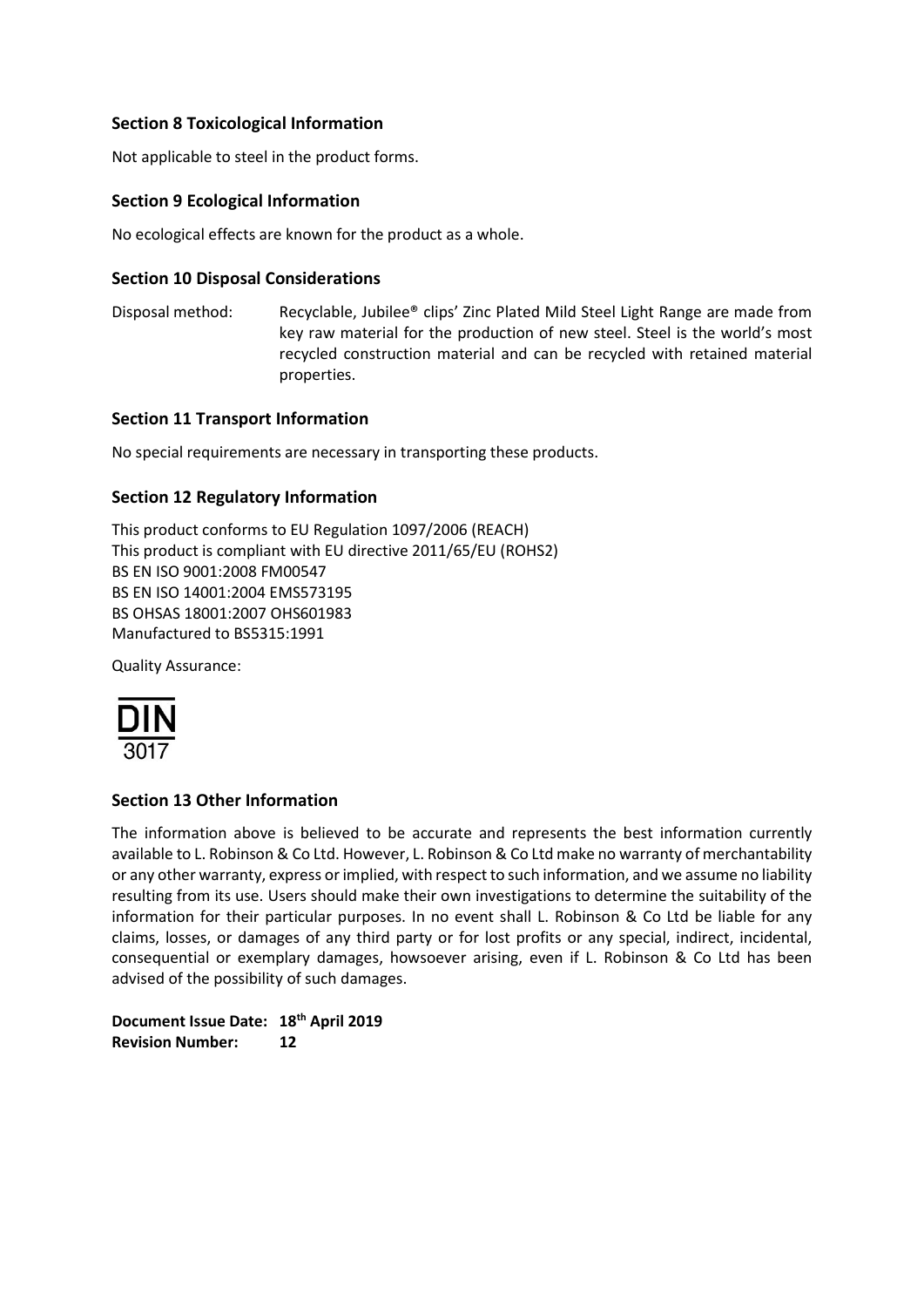## Section 8 Toxicological Information

Not applicable to steel in the product forms.

## Section 9 Ecological Information

No ecological effects are known for the product as a whole.

## Section 10 Disposal Considerations

Disposal method: Recyclable, Jubilee® clips' Zinc Plated Mild Steel Light Range are made from key raw material for the production of new steel. Steel is the world's most recycled construction material and can be recycled with retained material properties.

## Section 11 Transport Information

No special requirements are necessary in transporting these products.

## Section 12 Regulatory Information

This product conforms to EU Regulation 1097/2006 (REACH)
This product is compliant with EU directive 2011/65/EU (ROHS2)
BS EN ISO 9001:2008 FM00547
BS EN ISO 14001:2004 EMS573195
BS OHSAS 18001:2007 OHS601983
Manufactured to BS5315:1991

Quality Assurance:

DIN
3017

## Section 13 Other Information

The information above is believed to be accurate and represents the best information currently available to L. Robinson & Co Ltd. However, L. Robinson & Co Ltd make no warranty of merchantability or any other warranty, express or implied, with respect to such information, and we assume no liability resulting from its use. Users should make their own investigations to determine the suitability of the information for their particular purposes. In no event shall L. Robinson & Co Ltd be liable for any claims, losses, or damages of any third party or for lost profits or any special, indirect, incidental, consequential or exemplary damages, howsoever arising, even if L. Robinson & Co Ltd has been advised of the possibility of such damages.

**Document Issue Date: 18th April 2019**
**Revision Number: 12**